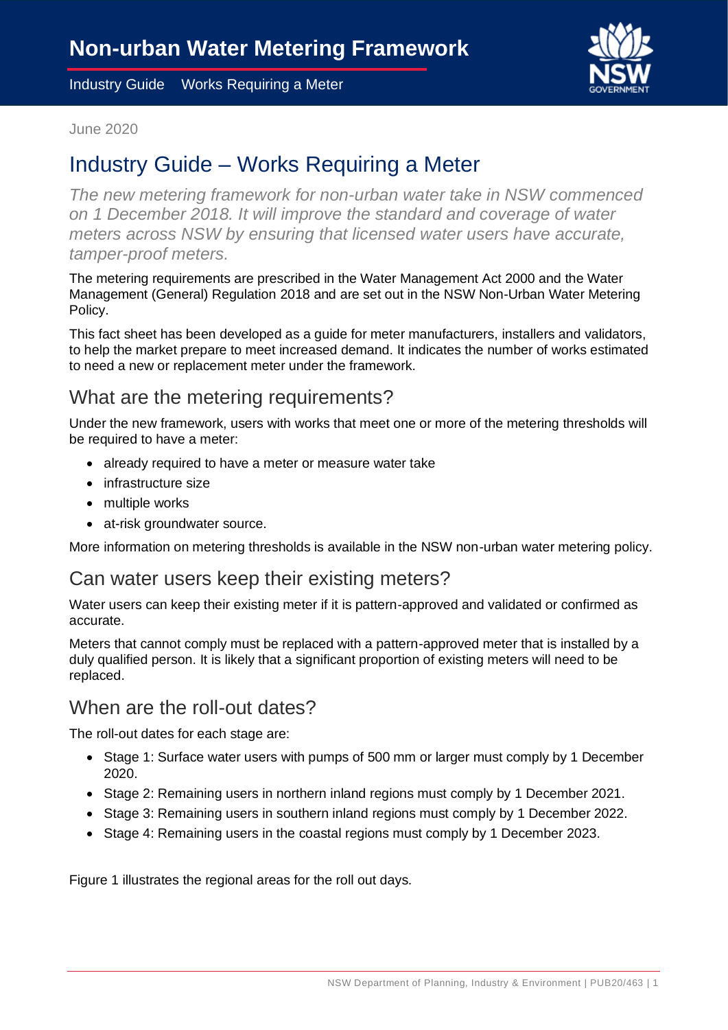# Non-urban Water Metering Framework

Industry Guide Works Requiring a Meter

June 2020

## Industry Guide – Works Requiring a Meter

*The new metering framework for non-urban water take in NSW commenced on 1 December 2018. It will improve the standard and coverage of water meters across NSW by ensuring that licensed water users have accurate, tamper-proof meters.*

The metering requirements are prescribed in the Water Management Act 2000 and the Water Management (General) Regulation 2018 and are set out in the NSW Non-Urban Water Metering Policy.

This fact sheet has been developed as a guide for meter manufacturers, installers and validators, to help the market prepare to meet increased demand. It indicates the number of works estimated to need a new or replacement meter under the framework.

### What are the metering requirements?

Under the new framework, users with works that meet one or more of the metering thresholds will be required to have a meter:

- already required to have a meter or measure water take
- infrastructure size
- multiple works
- at-risk groundwater source.

More information on metering thresholds is available in the NSW non-urban water metering policy.

### Can water users keep their existing meters?

Water users can keep their existing meter if it is pattern-approved and validated or confirmed as accurate.

Meters that cannot comply must be replaced with a pattern-approved meter that is installed by a duly qualified person. It is likely that a significant proportion of existing meters will need to be replaced.

### When are the roll-out dates?

The roll-out dates for each stage are:

- Stage 1: Surface water users with pumps of 500 mm or larger must comply by 1 December 2020.
- Stage 2: Remaining users in northern inland regions must comply by 1 December 2021.
- Stage 3: Remaining users in southern inland regions must comply by 1 December 2022.
- Stage 4: Remaining users in the coastal regions must comply by 1 December 2023.

Figure 1 illustrates the regional areas for the roll out days.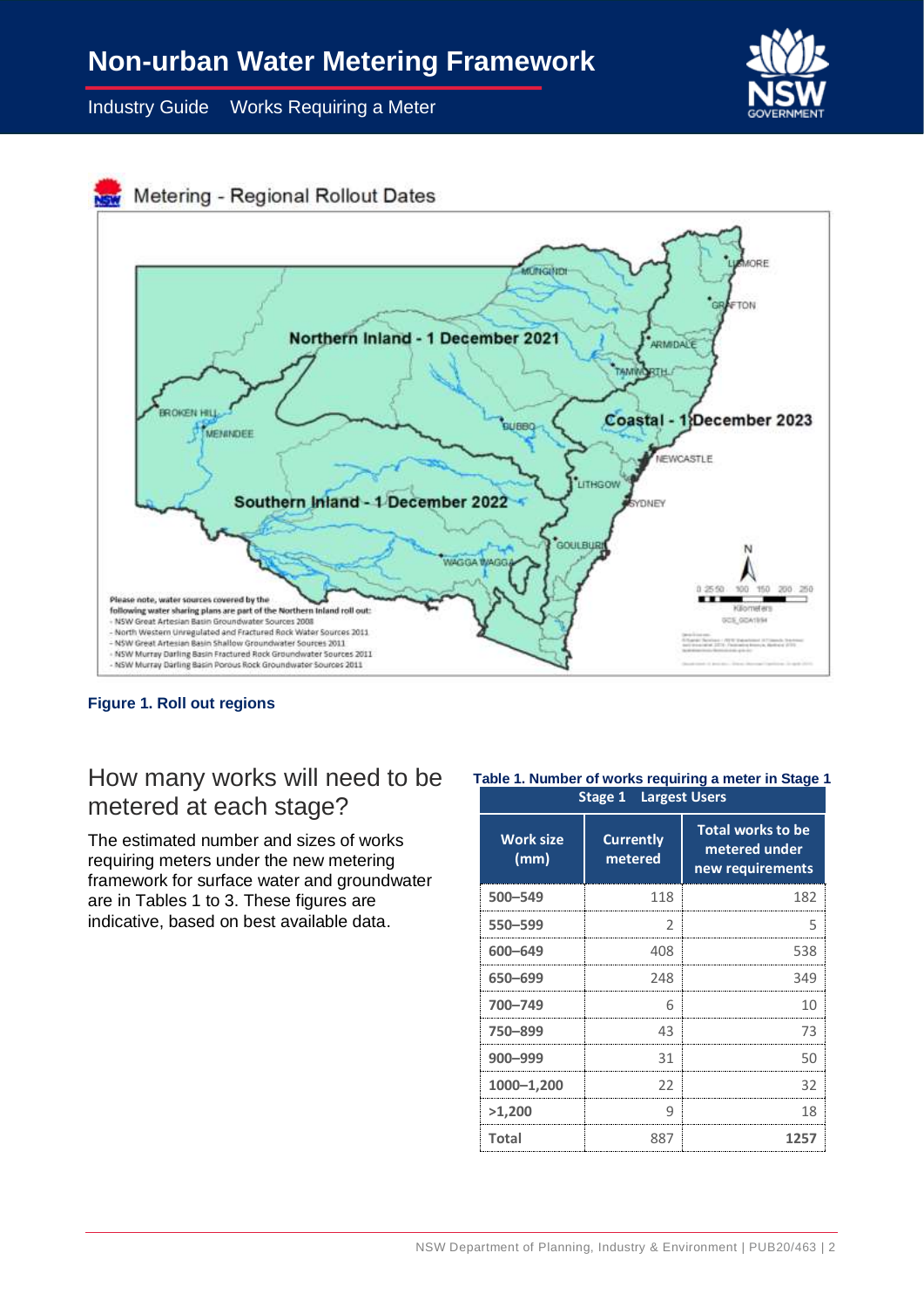Metering - Regional Rollout Dates

Northern Inland - 1 December 2021

Coastal - 1 December 2023

Southern Inland - 1 December 2022

MUNGINDI
LISMORE
GRAFTON
ARMIDALE
TAMWORTH
BROKEN HILL
MENINDEE
DUBBO
NEWCASTLE
LITHGOW
SYDNEY
GOULBURN
WAGGA WAGGA

N

0 25 50 100 150 200 250
Kilometers

Please note, water sources covered by the following water sharing plans are part of the Northern Inland roll out:
- NSW Great Artesian Basin Groundwater Sources 2008
- North Western Unregulated and Fractured Rock Water Sources 2011
- NSW Great Artesian Basin Shallow Groundwater Sources 2011
- NSW Murray Darling Basin Fractured Rock Groundwater Sources 2011
- NSW Murray Darling Basin Porous Rock Groundwater Sources 2011

**Figure 1. Roll out regions**

## How many works will need to be metered at each stage?

The estimated number and sizes of works requiring meters under the new metering framework for surface water and groundwater are in Tables 1 to 3. These figures are indicative, based on best available data.

**Table 1. Number of works requiring a meter in Stage 1**

| Stage 1 Largest Users | | |
|---|---|---|
| **Work size (mm)** | **Currently metered** | **Total works to be metered under new requirements** |
| 500–549 | 118 | 182 |
| 550–599 | 2 | 5 |
| 600–649 | 408 | 538 |
| 650–699 | 248 | 349 |
| 700–749 | 6 | 10 |
| 750–899 | 43 | 73 |
| 900–999 | 31 | 50 |
| 1000–1,200 | 22 | 32 |
| >1,200 | 9 | 18 |
| Total | 887 | **1257** |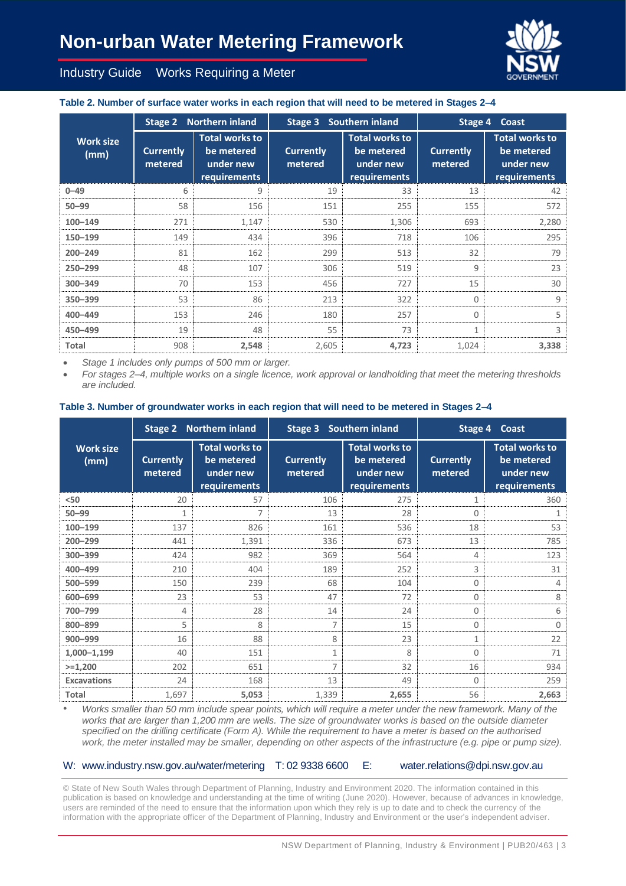# Non-urban Water Metering Framework

Industry Guide Works Requiring a Meter

**Table 2. Number of surface water works in each region that will need to be metered in Stages 2–4**

| Work size (mm) | Stage 2 Northern inland | | Stage 3 Southern inland | | Stage 4 Coast | |
|---|---|---|---|---|---|---|
| | Currently metered | Total works to be metered under new requirements | Currently metered | Total works to be metered under new requirements | Currently metered | Total works to be metered under new requirements |
| 0–49 | 6 | 9 | 19 | 33 | 13 | 42 |
| 50–99 | 58 | 156 | 151 | 255 | 155 | 572 |
| 100–149 | 271 | 1,147 | 530 | 1,306 | 693 | 2,280 |
| 150–199 | 149 | 434 | 396 | 718 | 106 | 295 |
| 200–249 | 81 | 162 | 299 | 513 | 32 | 79 |
| 250–299 | 48 | 107 | 306 | 519 | 9 | 23 |
| 300–349 | 70 | 153 | 456 | 727 | 15 | 30 |
| 350–399 | 53 | 86 | 213 | 322 | 0 | 9 |
| 400–449 | 153 | 246 | 180 | 257 | 0 | 5 |
| 450–499 | 19 | 48 | 55 | 73 | 1 | 3 |
| Total | 908 | **2,548** | 2,605 | **4,723** | 1,024 | **3,338** |

- *Stage 1 includes only pumps of 500 mm or larger.*
- *For stages 2–4, multiple works on a single licence, work approval or landholding that meet the metering thresholds are included.*

**Table 3. Number of groundwater works in each region that will need to be metered in Stages 2–4**

| Work size (mm) | Stage 2 Northern inland | | Stage 3 Southern inland | | Stage 4 Coast | |
|---|---|---|---|---|---|---|
| | Currently metered | Total works to be metered under new requirements | Currently metered | Total works to be metered under new requirements | Currently metered | Total works to be metered under new requirements |
| <50 | 20 | 57 | 106 | 275 | 1 | 360 |
| 50–99 | 1 | 7 | 13 | 28 | 0 | 1 |
| 100–199 | 137 | 826 | 161 | 536 | 18 | 53 |
| 200–299 | 441 | 1,391 | 336 | 673 | 13 | 785 |
| 300–399 | 424 | 982 | 369 | 564 | 4 | 123 |
| 400–499 | 210 | 404 | 189 | 252 | 3 | 31 |
| 500–599 | 150 | 239 | 68 | 104 | 0 | 4 |
| 600–699 | 23 | 53 | 47 | 72 | 0 | 8 |
| 700–799 | 4 | 28 | 14 | 24 | 0 | 6 |
| 800–899 | 5 | 8 | 7 | 15 | 0 | 0 |
| 900–999 | 16 | 88 | 8 | 23 | 1 | 22 |
| 1,000–1,199 | 40 | 151 | 1 | 8 | 0 | 71 |
| >=1,200 | 202 | 651 | 7 | 32 | 16 | 934 |
| Excavations | 24 | 168 | 13 | 49 | 0 | 259 |
| Total | 1,697 | **5,053** | 1,339 | **2,655** | 56 | **2,663** |

- *Works smaller than 50 mm include spear points, which will require a meter under the new framework. Many of the works that are larger than 1,200 mm are wells. The size of groundwater works is based on the outside diameter specified on the drilling certificate (Form A). While the requirement to have a meter is based on the authorised work, the meter installed may be smaller, depending on other aspects of the infrastructure (e.g. pipe or pump size).*

W: www.industry.nsw.gov.au/water/metering T: 02 9338 6600 E: water.relations@dpi.nsw.gov.au

© State of New South Wales through Department of Planning, Industry and Environment 2020. The information contained in this publication is based on knowledge and understanding at the time of writing (June 2020). However, because of advances in knowledge, users are reminded of the need to ensure that the information upon which they rely is up to date and to check the currency of the information with the appropriate officer of the Department of Planning, Industry and Environment or the user's independent adviser.

NSW Department of Planning, Industry & Environment | PUB20/463